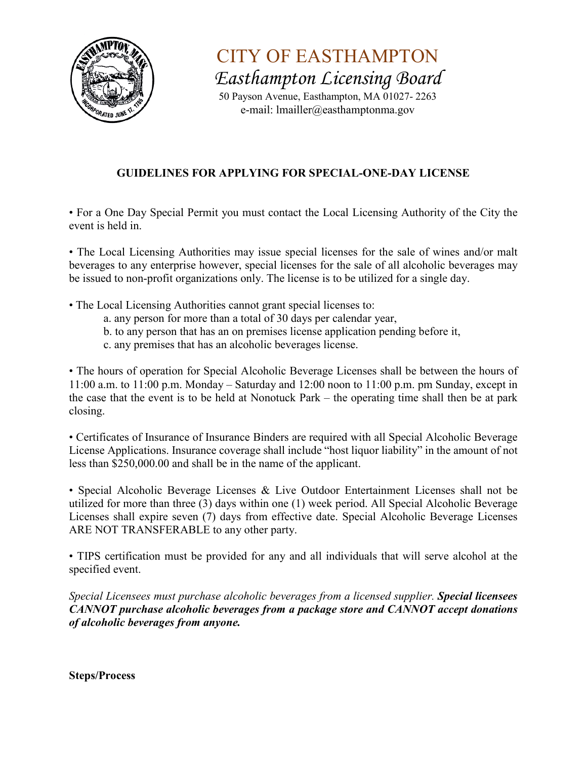# CITY OF EASTHAMPTON

*Easthampton Licensing Board*

50 Payson Avenue, Easthampton, MA 01027- 2263
e-mail: lmailler@easthamptonma.gov

## GUIDELINES FOR APPLYING FOR SPECIAL-ONE-DAY LICENSE

• For a One Day Special Permit you must contact the Local Licensing Authority of the City the event is held in.

• The Local Licensing Authorities may issue special licenses for the sale of wines and/or malt beverages to any enterprise however, special licenses for the sale of all alcoholic beverages may be issued to non-profit organizations only. The license is to be utilized for a single day.

• The Local Licensing Authorities cannot grant special licenses to:
  a. any person for more than a total of 30 days per calendar year,
  b. to any person that has an on premises license application pending before it,
  c. any premises that has an alcoholic beverages license.

• The hours of operation for Special Alcoholic Beverage Licenses shall be between the hours of 11:00 a.m. to 11:00 p.m. Monday – Saturday and 12:00 noon to 11:00 p.m. pm Sunday, except in the case that the event is to be held at Nonotuck Park – the operating time shall then be at park closing.

• Certificates of Insurance of Insurance Binders are required with all Special Alcoholic Beverage License Applications. Insurance coverage shall include "host liquor liability" in the amount of not less than $250,000.00 and shall be in the name of the applicant.

• Special Alcoholic Beverage Licenses & Live Outdoor Entertainment Licenses shall not be utilized for more than three (3) days within one (1) week period. All Special Alcoholic Beverage Licenses shall expire seven (7) days from effective date. Special Alcoholic Beverage Licenses ARE NOT TRANSFERABLE to any other party.

• TIPS certification must be provided for any and all individuals that will serve alcohol at the specified event.

*Special Licensees must purchase alcoholic beverages from a licensed supplier.* ***Special licensees CANNOT purchase alcoholic beverages from a package store and CANNOT accept donations of alcoholic beverages from anyone.***

**Steps/Process**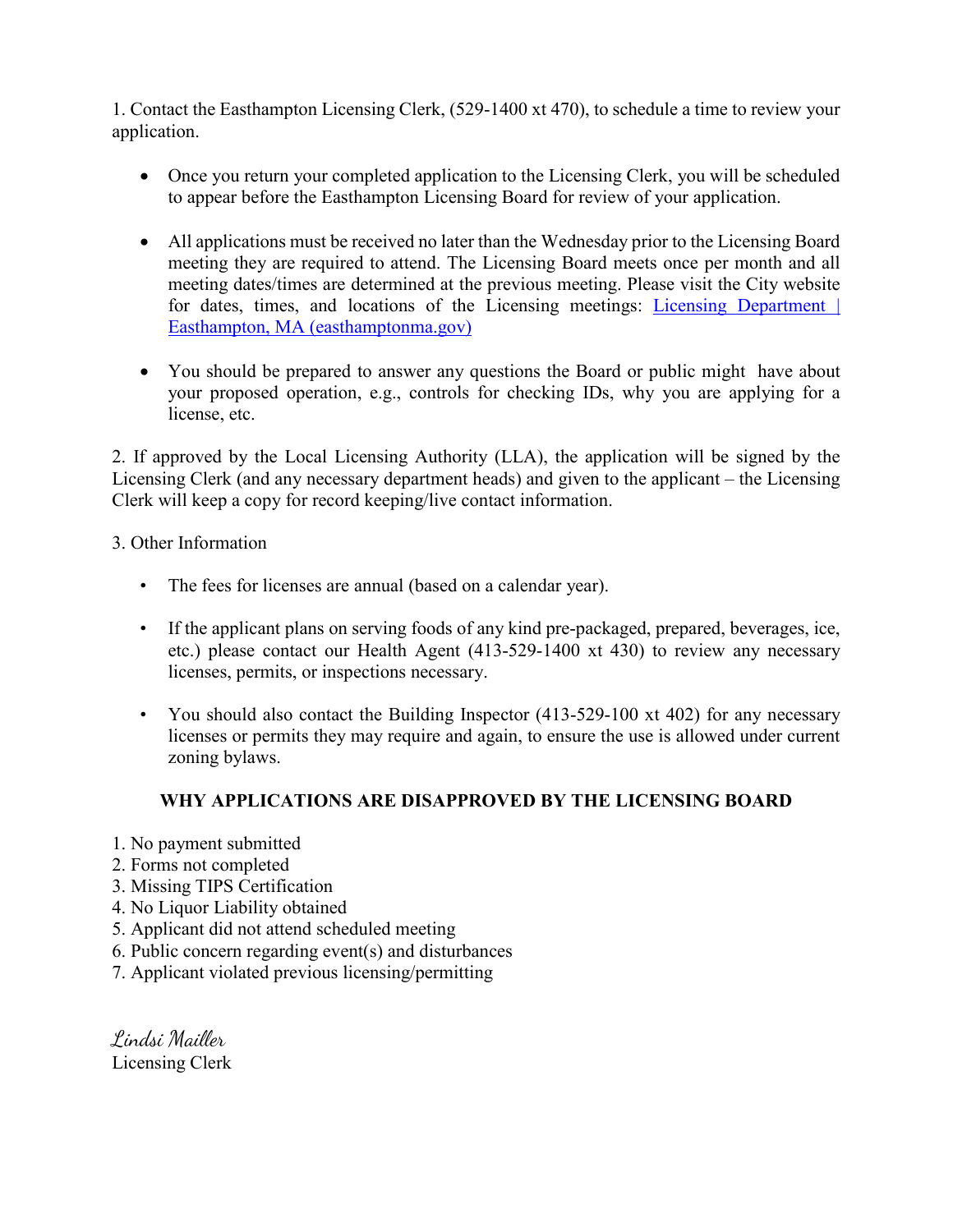1. Contact the Easthampton Licensing Clerk, (529-1400 xt 470), to schedule a time to review your application.

- Once you return your completed application to the Licensing Clerk, you will be scheduled to appear before the Easthampton Licensing Board for review of your application.

- All applications must be received no later than the Wednesday prior to the Licensing Board meeting they are required to attend. The Licensing Board meets once per month and all meeting dates/times are determined at the previous meeting. Please visit the City website for dates, times, and locations of the Licensing meetings: [Licensing Department | Easthampton, MA (easthamptonma.gov)]

- You should be prepared to answer any questions the Board or public might have about your proposed operation, e.g., controls for checking IDs, why you are applying for a license, etc.

2. If approved by the Local Licensing Authority (LLA), the application will be signed by the Licensing Clerk (and any necessary department heads) and given to the applicant – the Licensing Clerk will keep a copy for record keeping/live contact information.

3. Other Information

- The fees for licenses are annual (based on a calendar year).

- If the applicant plans on serving foods of any kind pre-packaged, prepared, beverages, ice, etc.) please contact our Health Agent (413-529-1400 xt 430) to review any necessary licenses, permits, or inspections necessary.

- You should also contact the Building Inspector (413-529-100 xt 402) for any necessary licenses or permits they may require and again, to ensure the use is allowed under current zoning bylaws.

**WHY APPLICATIONS ARE DISAPPROVED BY THE LICENSING BOARD**

1. No payment submitted
2. Forms not completed
3. Missing TIPS Certification
4. No Liquor Liability obtained
5. Applicant did not attend scheduled meeting
6. Public concern regarding event(s) and disturbances
7. Applicant violated previous licensing/permitting

*Lindsi Mailler*
Licensing Clerk